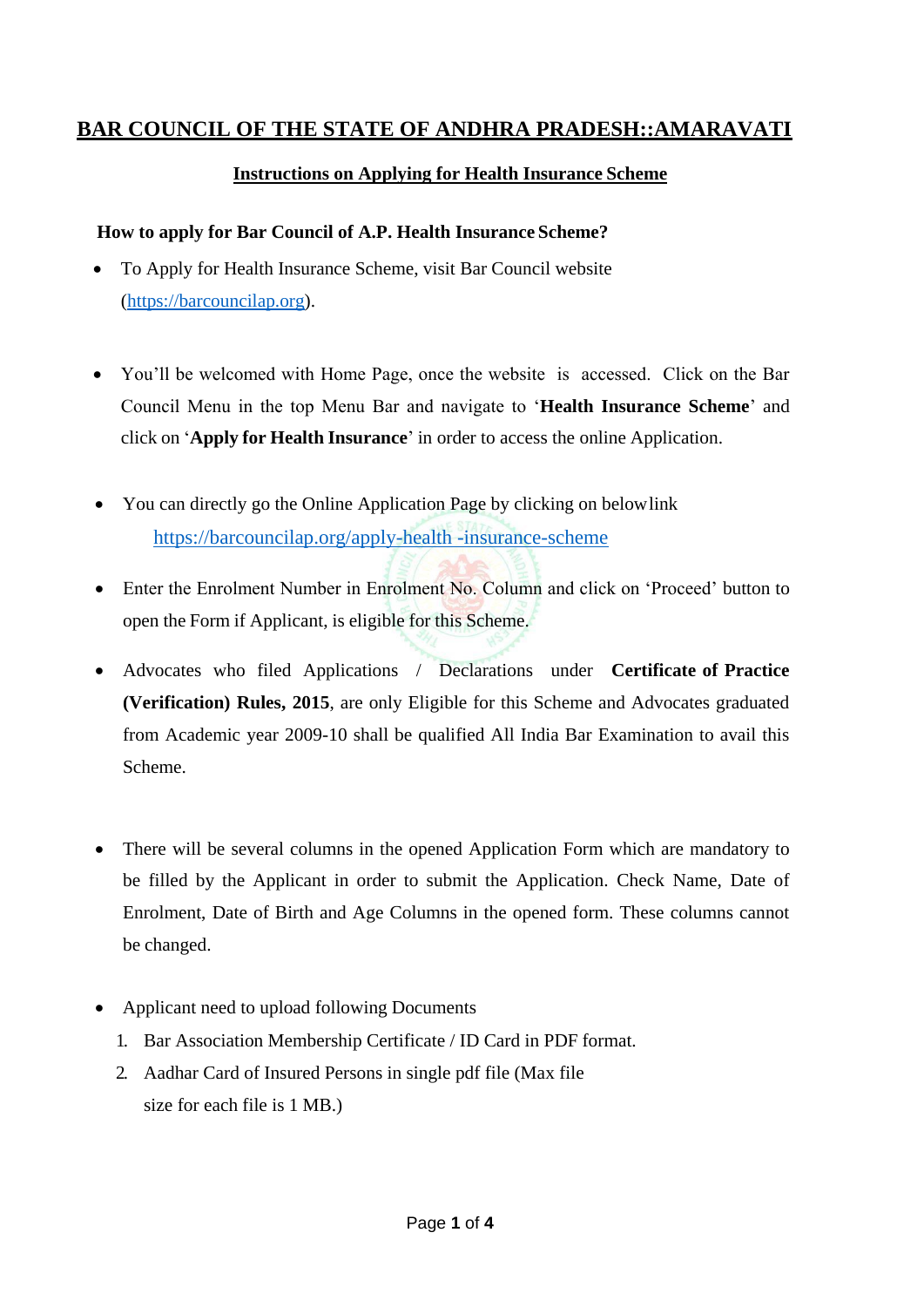# BAR COUNCIL OF THE STATE OF ANDHRA PRADESH::AMARAVATI

## Instructions on Applying for Health Insurance Scheme

### How to apply for Bar Council of A.P. Health Insurance Scheme?

- To Apply for Health Insurance Scheme, visit Bar Council website (https://barcouncilap.org).

- You'll be welcomed with Home Page, once the website is accessed. Click on the Bar Council Menu in the top Menu Bar and navigate to '**Health Insurance Scheme**' and click on '**Apply for Health Insurance**' in order to access the online Application.

- You can directly go the Online Application Page by clicking on belowlink https://barcouncilap.org/apply-health -insurance-scheme

- Enter the Enrolment Number in Enrolment No. Column and click on 'Proceed' button to open the Form if Applicant, is eligible for this Scheme.

- Advocates who filed Applications / Declarations under **Certificate of Practice (Verification) Rules, 2015**, are only Eligible for this Scheme and Advocates graduated from Academic year 2009-10 shall be qualified All India Bar Examination to avail this Scheme.

- There will be several columns in the opened Application Form which are mandatory to be filled by the Applicant in order to submit the Application. Check Name, Date of Enrolment, Date of Birth and Age Columns in the opened form. These columns cannot be changed.

- Applicant need to upload following Documents
  1. Bar Association Membership Certificate / ID Card in PDF format.
  2. Aadhar Card of Insured Persons in single pdf file (Max file size for each file is 1 MB.)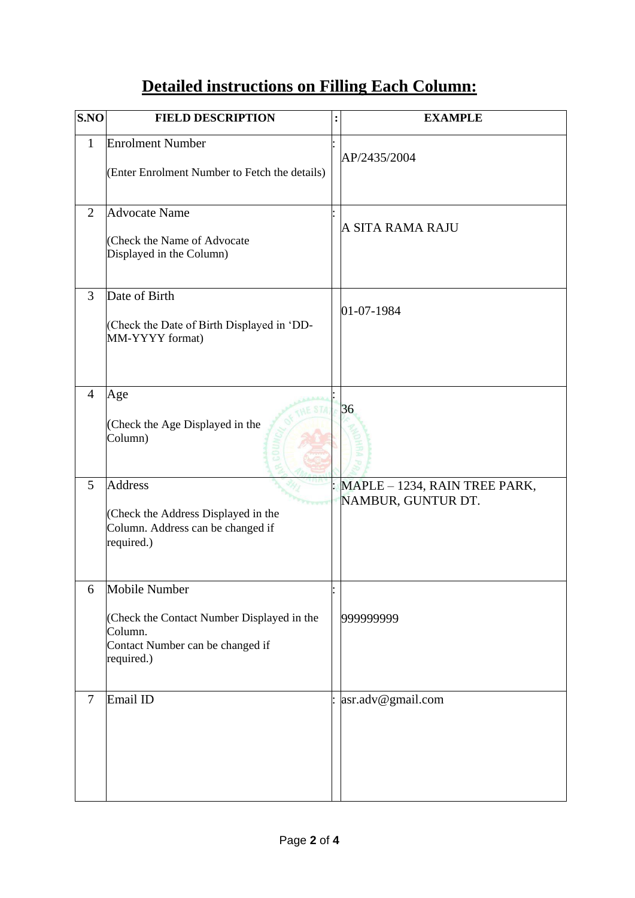## Detailed instructions on Filling Each Column:

| S.NO | FIELD DESCRIPTION | : | EXAMPLE |
|---|---|---|---|
| 1 | Enrolment Number<br><br>(Enter Enrolment Number to Fetch the details) | : | AP/2435/2004 |
| 2 | Advocate Name<br><br>(Check the Name of Advocate Displayed in the Column) | : | A SITA RAMA RAJU |
| 3 | Date of Birth<br><br>(Check the Date of Birth Displayed in 'DD-MM-YYYY format) | | 01-07-1984 |
| 4 | Age<br><br>(Check the Age Displayed in the Column) | : | 36 |
| 5 | Address<br><br>(Check the Address Displayed in the Column. Address can be changed if required.) | : | MAPLE – 1234, RAIN TREE PARK, NAMBUR, GUNTUR DT. |
| 6 | Mobile Number<br><br>(Check the Contact Number Displayed in the Column.<br>Contact Number can be changed if required.) | : | 999999999 |
| 7 | Email ID | : | asr.adv@gmail.com |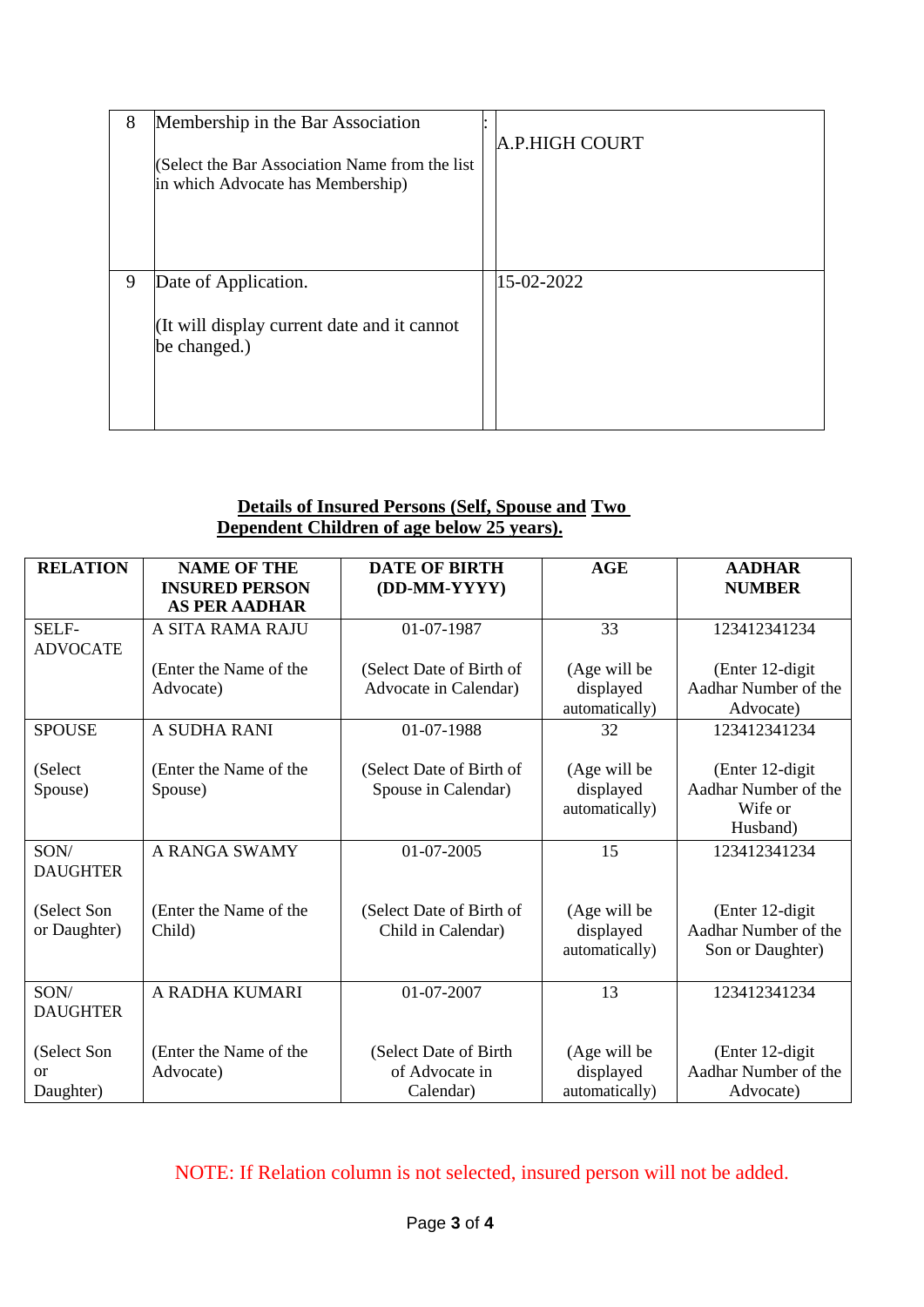| 8 | Membership in the Bar Association<br><br>(Select the Bar Association Name from the list in which Advocate has Membership) | : | A.P.HIGH COURT |
|---|---|---|---|
| 9 | Date of Application.<br><br>(It will display current date and it cannot be changed.) | | 15-02-2022 |

**Details of Insured Persons (Self, Spouse and Two Dependent Children of age below 25 years).**

| RELATION | NAME OF THE INSURED PERSON AS PER AADHAR | DATE OF BIRTH (DD-MM-YYYY) | AGE | AADHAR NUMBER |
|---|---|---|---|---|
| SELF-ADVOCATE | A SITA RAMA RAJU<br><br>(Enter the Name of the Advocate) | 01-07-1987<br><br>(Select Date of Birth of Advocate in Calendar) | 33<br><br>(Age will be displayed automatically) | 123412341234<br><br>(Enter 12-digit Aadhar Number of the Advocate) |
| SPOUSE<br><br>(Select Spouse) | A SUDHA RANI<br><br>(Enter the Name of the Spouse) | 01-07-1988<br><br>(Select Date of Birth of Spouse in Calendar) | 32<br><br>(Age will be displayed automatically) | 123412341234<br><br>(Enter 12-digit Aadhar Number of the Wife or Husband) |
| SON/ DAUGHTER<br><br>(Select Son or Daughter) | A RANGA SWAMY<br><br>(Enter the Name of the Child) | 01-07-2005<br><br>(Select Date of Birth of Child in Calendar) | 15<br><br>(Age will be displayed automatically) | 123412341234<br><br>(Enter 12-digit Aadhar Number of the Son or Daughter) |
| SON/ DAUGHTER<br><br>(Select Son or Daughter) | A RADHA KUMARI<br><br>(Enter the Name of the Advocate) | 01-07-2007<br><br>(Select Date of Birth of Advocate in Calendar) | 13<br><br>(Age will be displayed automatically) | 123412341234<br><br>(Enter 12-digit Aadhar Number of the Advocate) |

NOTE: If Relation column is not selected, insured person will not be added.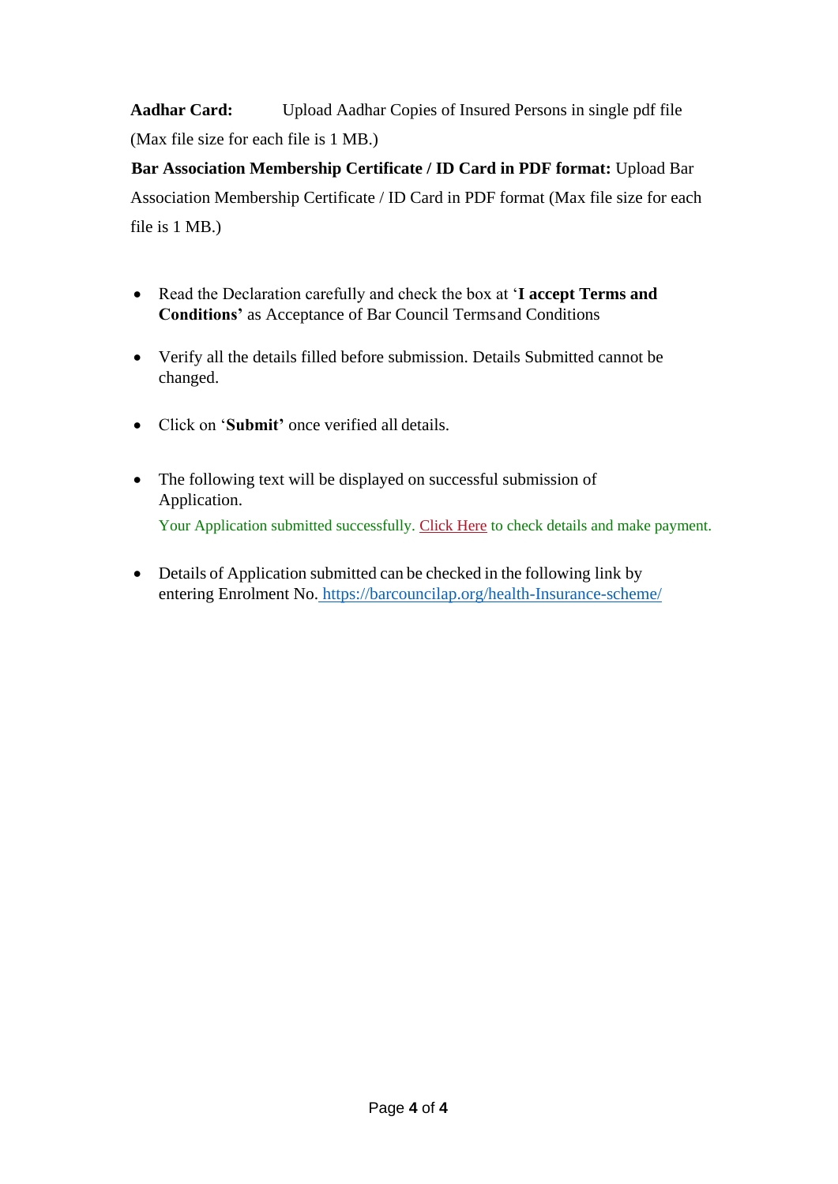**Aadhar Card:** Upload Aadhar Copies of Insured Persons in single pdf file (Max file size for each file is 1 MB.)

**Bar Association Membership Certificate / ID Card in PDF format:** Upload Bar Association Membership Certificate / ID Card in PDF format (Max file size for each file is 1 MB.)

- Read the Declaration carefully and check the box at '**I accept Terms and Conditions'** as Acceptance of Bar Council Terms and Conditions

- Verify all the details filled before submission. Details Submitted cannot be changed.

- Click on '**Submit'** once verified all details.

- The following text will be displayed on successful submission of Application.

  Your Application submitted successfully. Click Here to check details and make payment.

- Details of Application submitted can be checked in the following link by entering Enrolment No. https://barcouncilap.org/health-Insurance-scheme/